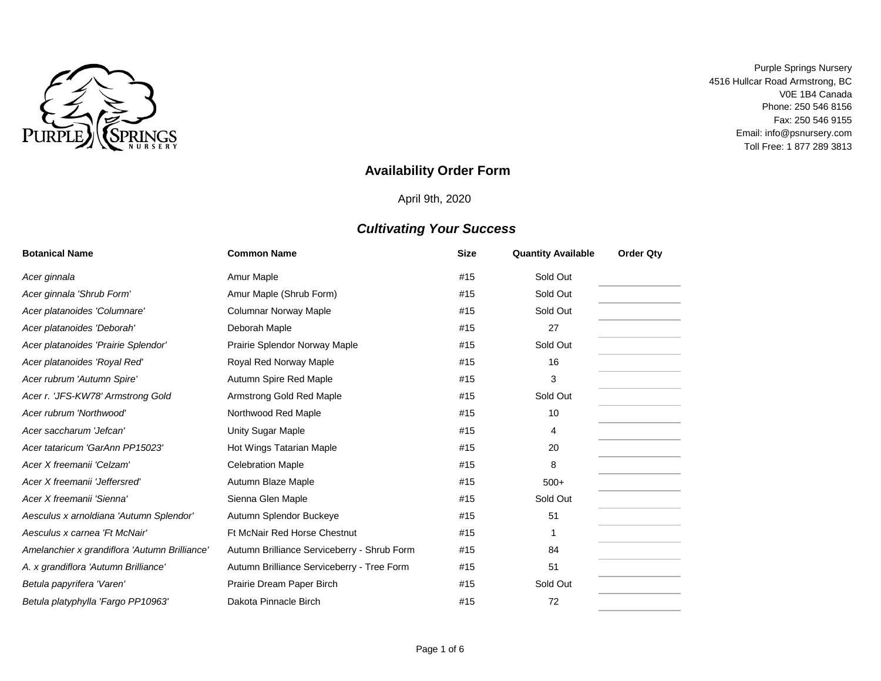Purple Springs Nursery
4516 Hullcar Road Armstrong, BC
V0E 1B4 Canada
Phone: 250 546 8156
Fax: 250 546 9155
Email: info@psnursery.com
Toll Free: 1 877 289 3813

# Availability Order Form

April 9th, 2020

## *Cultivating Your Success*

| Botanical Name | Common Name | Size | Quantity Available | Order Qty |
|---|---|---|---|---|
| *Acer ginnala* | Amur Maple | #15 | Sold Out | |
| *Acer ginnala 'Shrub Form'* | Amur Maple (Shrub Form) | #15 | Sold Out | |
| *Acer platanoides 'Columnare'* | Columnar Norway Maple | #15 | Sold Out | |
| *Acer platanoides 'Deborah'* | Deborah Maple | #15 | 27 | |
| *Acer platanoides 'Prairie Splendor'* | Prairie Splendor Norway Maple | #15 | Sold Out | |
| *Acer platanoides 'Royal Red'* | Royal Red Norway Maple | #15 | 16 | |
| *Acer rubrum 'Autumn Spire'* | Autumn Spire Red Maple | #15 | 3 | |
| *Acer r. 'JFS-KW78' Armstrong Gold* | Armstrong Gold Red Maple | #15 | Sold Out | |
| *Acer rubrum 'Northwood'* | Northwood Red Maple | #15 | 10 | |
| *Acer saccharum 'Jefcan'* | Unity Sugar Maple | #15 | 4 | |
| *Acer tataricum 'GarAnn PP15023'* | Hot Wings Tatarian Maple | #15 | 20 | |
| *Acer X freemanii 'Celzam'* | Celebration Maple | #15 | 8 | |
| *Acer X freemanii 'Jeffersred'* | Autumn Blaze Maple | #15 | 500+ | |
| *Acer X freemanii 'Sienna'* | Sienna Glen Maple | #15 | Sold Out | |
| *Aesculus x arnoldiana 'Autumn Splendor'* | Autumn Splendor Buckeye | #15 | 51 | |
| *Aesculus x carnea 'Ft McNair'* | Ft McNair Red Horse Chestnut | #15 | 1 | |
| *Amelanchier x grandiflora 'Autumn Brilliance'* | Autumn Brilliance Serviceberry - Shrub Form | #15 | 84 | |
| *A. x grandiflora 'Autumn Brilliance'* | Autumn Brilliance Serviceberry - Tree Form | #15 | 51 | |
| *Betula papyrifera 'Varen'* | Prairie Dream Paper Birch | #15 | Sold Out | |
| *Betula platyphylla 'Fargo PP10963'* | Dakota Pinnacle Birch | #15 | 72 | |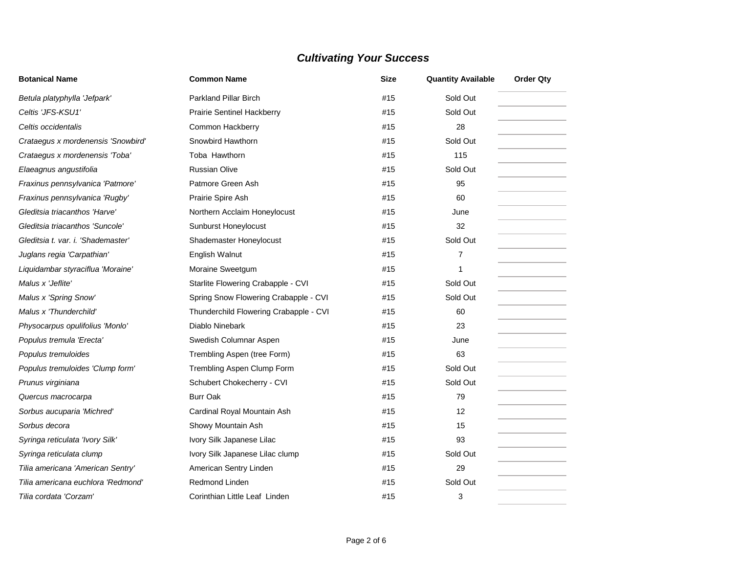## *Cultivating Your Success*

| Botanical Name | Common Name | Size | Quantity Available | Order Qty |
|---|---|---|---|---|
| *Betula platyphylla 'Jefpark'* | Parkland Pillar Birch | #15 | Sold Out | |
| *Celtis 'JFS-KSU1'* | Prairie Sentinel Hackberry | #15 | Sold Out | |
| *Celtis occidentalis* | Common Hackberry | #15 | 28 | |
| *Crataegus x mordenensis 'Snowbird'* | Snowbird Hawthorn | #15 | Sold Out | |
| *Crataegus x mordenensis 'Toba'* | Toba Hawthorn | #15 | 115 | |
| *Elaeagnus angustifolia* | Russian Olive | #15 | Sold Out | |
| *Fraxinus pennsylvanica 'Patmore'* | Patmore Green Ash | #15 | 95 | |
| *Fraxinus pennsylvanica 'Rugby'* | Prairie Spire Ash | #15 | 60 | |
| *Gleditsia triacanthos 'Harve'* | Northern Acclaim Honeylocust | #15 | June | |
| *Gleditsia triacanthos 'Suncole'* | Sunburst Honeylocust | #15 | 32 | |
| *Gleditsia t. var. i. 'Shademaster'* | Shademaster Honeylocust | #15 | Sold Out | |
| *Juglans regia 'Carpathian'* | English Walnut | #15 | 7 | |
| *Liquidambar styraciflua 'Moraine'* | Moraine Sweetgum | #15 | 1 | |
| *Malus x 'Jeflite'* | Starlite Flowering Crabapple - CVI | #15 | Sold Out | |
| *Malus x 'Spring Snow'* | Spring Snow Flowering Crabapple - CVI | #15 | Sold Out | |
| *Malus x 'Thunderchild'* | Thunderchild Flowering Crabapple - CVI | #15 | 60 | |
| *Physocarpus opulifolius 'Monlo'* | Diablo Ninebark | #15 | 23 | |
| *Populus tremula 'Erecta'* | Swedish Columnar Aspen | #15 | June | |
| *Populus tremuloides* | Trembling Aspen (tree Form) | #15 | 63 | |
| *Populus tremuloides 'Clump form'* | Trembling Aspen Clump Form | #15 | Sold Out | |
| *Prunus virginiana* | Schubert Chokecherry - CVI | #15 | Sold Out | |
| *Quercus macrocarpa* | Burr Oak | #15 | 79 | |
| *Sorbus aucuparia 'Michred'* | Cardinal Royal Mountain Ash | #15 | 12 | |
| *Sorbus decora* | Showy Mountain Ash | #15 | 15 | |
| *Syringa reticulata 'Ivory Silk'* | Ivory Silk Japanese Lilac | #15 | 93 | |
| *Syringa reticulata clump* | Ivory Silk Japanese Lilac clump | #15 | Sold Out | |
| *Tilia americana 'American Sentry'* | American Sentry Linden | #15 | 29 | |
| *Tilia americana euchlora 'Redmond'* | Redmond Linden | #15 | Sold Out | |
| *Tilia cordata 'Corzam'* | Corinthian Little Leaf Linden | #15 | 3 | |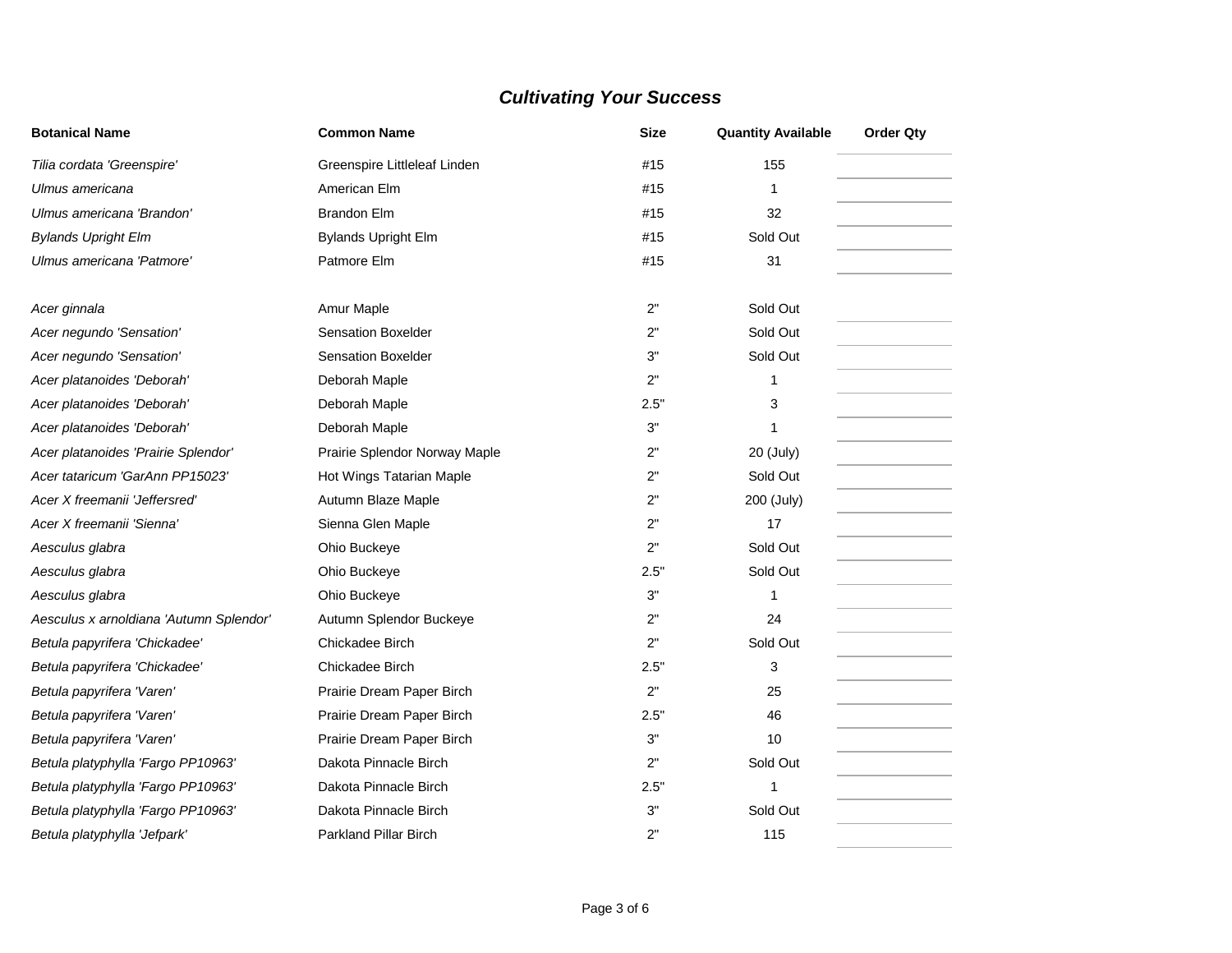## *Cultivating Your Success*

| Botanical Name | Common Name | Size | Quantity Available | Order Qty |
|---|---|---|---|---|
| *Tilia cordata 'Greenspire'* | Greenspire Littleleaf Linden | #15 | 155 | |
| *Ulmus americana* | American Elm | #15 | 1 | |
| *Ulmus americana 'Brandon'* | Brandon Elm | #15 | 32 | |
| *Bylands Upright Elm* | Bylands Upright Elm | #15 | Sold Out | |
| *Ulmus americana 'Patmore'* | Patmore Elm | #15 | 31 | |
| | | | | |
| *Acer ginnala* | Amur Maple | 2" | Sold Out | |
| *Acer negundo 'Sensation'* | Sensation Boxelder | 2" | Sold Out | |
| *Acer negundo 'Sensation'* | Sensation Boxelder | 3" | Sold Out | |
| *Acer platanoides 'Deborah'* | Deborah Maple | 2" | 1 | |
| *Acer platanoides 'Deborah'* | Deborah Maple | 2.5" | 3 | |
| *Acer platanoides 'Deborah'* | Deborah Maple | 3" | 1 | |
| *Acer platanoides 'Prairie Splendor'* | Prairie Splendor Norway Maple | 2" | 20 (July) | |
| *Acer tataricum 'GarAnn PP15023'* | Hot Wings Tatarian Maple | 2" | Sold Out | |
| *Acer X freemanii 'Jeffersred'* | Autumn Blaze Maple | 2" | 200 (July) | |
| *Acer X freemanii 'Sienna'* | Sienna Glen Maple | 2" | 17 | |
| *Aesculus glabra* | Ohio Buckeye | 2" | Sold Out | |
| *Aesculus glabra* | Ohio Buckeye | 2.5" | Sold Out | |
| *Aesculus glabra* | Ohio Buckeye | 3" | 1 | |
| *Aesculus x arnoldiana 'Autumn Splendor'* | Autumn Splendor Buckeye | 2" | 24 | |
| *Betula papyrifera 'Chickadee'* | Chickadee Birch | 2" | Sold Out | |
| *Betula papyrifera 'Chickadee'* | Chickadee Birch | 2.5" | 3 | |
| *Betula papyrifera 'Varen'* | Prairie Dream Paper Birch | 2" | 25 | |
| *Betula papyrifera 'Varen'* | Prairie Dream Paper Birch | 2.5" | 46 | |
| *Betula papyrifera 'Varen'* | Prairie Dream Paper Birch | 3" | 10 | |
| *Betula platyphylla 'Fargo PP10963'* | Dakota Pinnacle Birch | 2" | Sold Out | |
| *Betula platyphylla 'Fargo PP10963'* | Dakota Pinnacle Birch | 2.5" | 1 | |
| *Betula platyphylla 'Fargo PP10963'* | Dakota Pinnacle Birch | 3" | Sold Out | |
| *Betula platyphylla 'Jefpark'* | Parkland Pillar Birch | 2" | 115 | |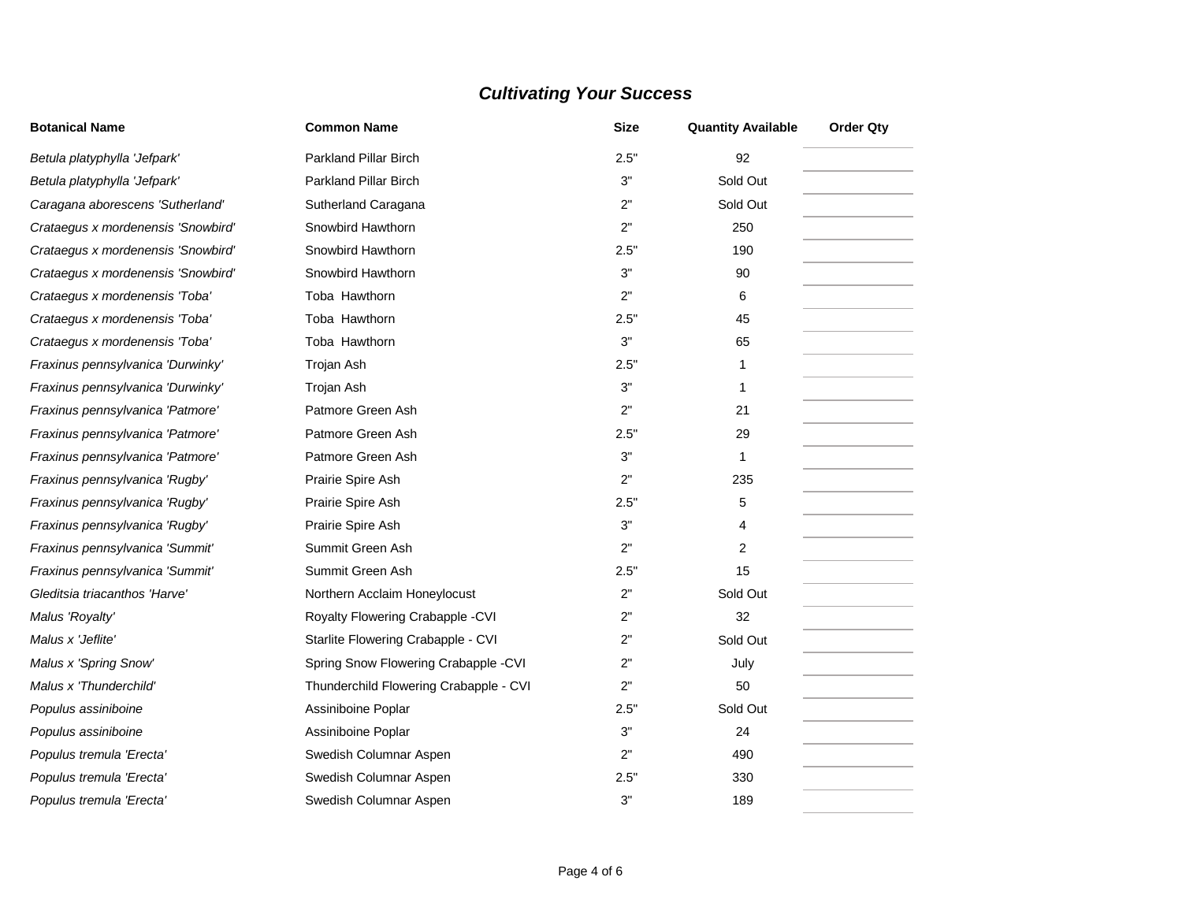## *Cultivating Your Success*

| Botanical Name | Common Name | Size | Quantity Available | Order Qty |
|---|---|---|---|---|
| *Betula platyphylla 'Jefpark'* | Parkland Pillar Birch | 2.5" | 92 | |
| *Betula platyphylla 'Jefpark'* | Parkland Pillar Birch | 3" | Sold Out | |
| *Caragana aborescens 'Sutherland'* | Sutherland Caragana | 2" | Sold Out | |
| *Crataegus x mordenensis 'Snowbird'* | Snowbird Hawthorn | 2" | 250 | |
| *Crataegus x mordenensis 'Snowbird'* | Snowbird Hawthorn | 2.5" | 190 | |
| *Crataegus x mordenensis 'Snowbird'* | Snowbird Hawthorn | 3" | 90 | |
| *Crataegus x mordenensis 'Toba'* | Toba Hawthorn | 2" | 6 | |
| *Crataegus x mordenensis 'Toba'* | Toba Hawthorn | 2.5" | 45 | |
| *Crataegus x mordenensis 'Toba'* | Toba Hawthorn | 3" | 65 | |
| *Fraxinus pennsylvanica 'Durwinky'* | Trojan Ash | 2.5" | 1 | |
| *Fraxinus pennsylvanica 'Durwinky'* | Trojan Ash | 3" | 1 | |
| *Fraxinus pennsylvanica 'Patmore'* | Patmore Green Ash | 2" | 21 | |
| *Fraxinus pennsylvanica 'Patmore'* | Patmore Green Ash | 2.5" | 29 | |
| *Fraxinus pennsylvanica 'Patmore'* | Patmore Green Ash | 3" | 1 | |
| *Fraxinus pennsylvanica 'Rugby'* | Prairie Spire Ash | 2" | 235 | |
| *Fraxinus pennsylvanica 'Rugby'* | Prairie Spire Ash | 2.5" | 5 | |
| *Fraxinus pennsylvanica 'Rugby'* | Prairie Spire Ash | 3" | 4 | |
| *Fraxinus pennsylvanica 'Summit'* | Summit Green Ash | 2" | 2 | |
| *Fraxinus pennsylvanica 'Summit'* | Summit Green Ash | 2.5" | 15 | |
| *Gleditsia triacanthos 'Harve'* | Northern Acclaim Honeylocust | 2" | Sold Out | |
| *Malus 'Royalty'* | Royalty Flowering Crabapple -CVI | 2" | 32 | |
| *Malus x 'Jeflite'* | Starlite Flowering Crabapple - CVI | 2" | Sold Out | |
| *Malus x 'Spring Snow'* | Spring Snow Flowering Crabapple -CVI | 2" | July | |
| *Malus x 'Thunderchild'* | Thunderchild Flowering Crabapple - CVI | 2" | 50 | |
| *Populus assiniboine* | Assiniboine Poplar | 2.5" | Sold Out | |
| *Populus assiniboine* | Assiniboine Poplar | 3" | 24 | |
| *Populus tremula 'Erecta'* | Swedish Columnar Aspen | 2" | 490 | |
| *Populus tremula 'Erecta'* | Swedish Columnar Aspen | 2.5" | 330 | |
| *Populus tremula 'Erecta'* | Swedish Columnar Aspen | 3" | 189 | |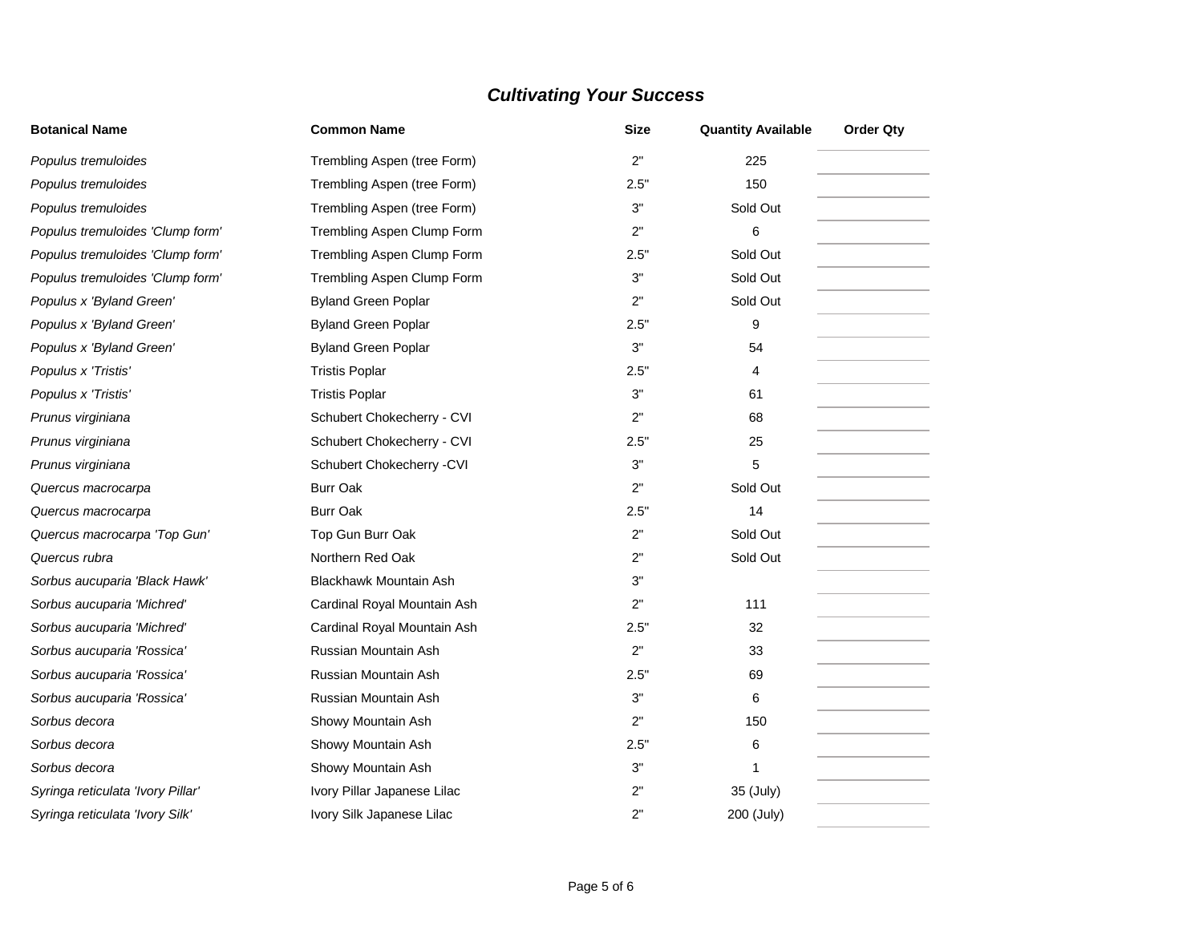## *Cultivating Your Success*

| Botanical Name | Common Name | Size | Quantity Available | Order Qty |
|---|---|---|---|---|
| *Populus tremuloides* | Trembling Aspen (tree Form) | 2" | 225 | |
| *Populus tremuloides* | Trembling Aspen (tree Form) | 2.5" | 150 | |
| *Populus tremuloides* | Trembling Aspen (tree Form) | 3" | Sold Out | |
| *Populus tremuloides 'Clump form'* | Trembling Aspen Clump Form | 2" | 6 | |
| *Populus tremuloides 'Clump form'* | Trembling Aspen Clump Form | 2.5" | Sold Out | |
| *Populus tremuloides 'Clump form'* | Trembling Aspen Clump Form | 3" | Sold Out | |
| *Populus x 'Byland Green'* | Byland Green Poplar | 2" | Sold Out | |
| *Populus x 'Byland Green'* | Byland Green Poplar | 2.5" | 9 | |
| *Populus x 'Byland Green'* | Byland Green Poplar | 3" | 54 | |
| *Populus x 'Tristis'* | Tristis Poplar | 2.5" | 4 | |
| *Populus x 'Tristis'* | Tristis Poplar | 3" | 61 | |
| *Prunus virginiana* | Schubert Chokecherry - CVI | 2" | 68 | |
| *Prunus virginiana* | Schubert Chokecherry - CVI | 2.5" | 25 | |
| *Prunus virginiana* | Schubert Chokecherry -CVI | 3" | 5 | |
| *Quercus macrocarpa* | Burr Oak | 2" | Sold Out | |
| *Quercus macrocarpa* | Burr Oak | 2.5" | 14 | |
| *Quercus macrocarpa 'Top Gun'* | Top Gun Burr Oak | 2" | Sold Out | |
| *Quercus rubra* | Northern Red Oak | 2" | Sold Out | |
| *Sorbus aucuparia 'Black Hawk'* | Blackhawk Mountain Ash | 3" | | |
| *Sorbus aucuparia 'Michred'* | Cardinal Royal Mountain Ash | 2" | 111 | |
| *Sorbus aucuparia 'Michred'* | Cardinal Royal Mountain Ash | 2.5" | 32 | |
| *Sorbus aucuparia 'Rossica'* | Russian Mountain Ash | 2" | 33 | |
| *Sorbus aucuparia 'Rossica'* | Russian Mountain Ash | 2.5" | 69 | |
| *Sorbus aucuparia 'Rossica'* | Russian Mountain Ash | 3" | 6 | |
| *Sorbus decora* | Showy Mountain Ash | 2" | 150 | |
| *Sorbus decora* | Showy Mountain Ash | 2.5" | 6 | |
| *Sorbus decora* | Showy Mountain Ash | 3" | 1 | |
| *Syringa reticulata 'Ivory Pillar'* | Ivory Pillar Japanese Lilac | 2" | 35 (July) | |
| *Syringa reticulata 'Ivory Silk'* | Ivory Silk Japanese Lilac | 2" | 200 (July) | |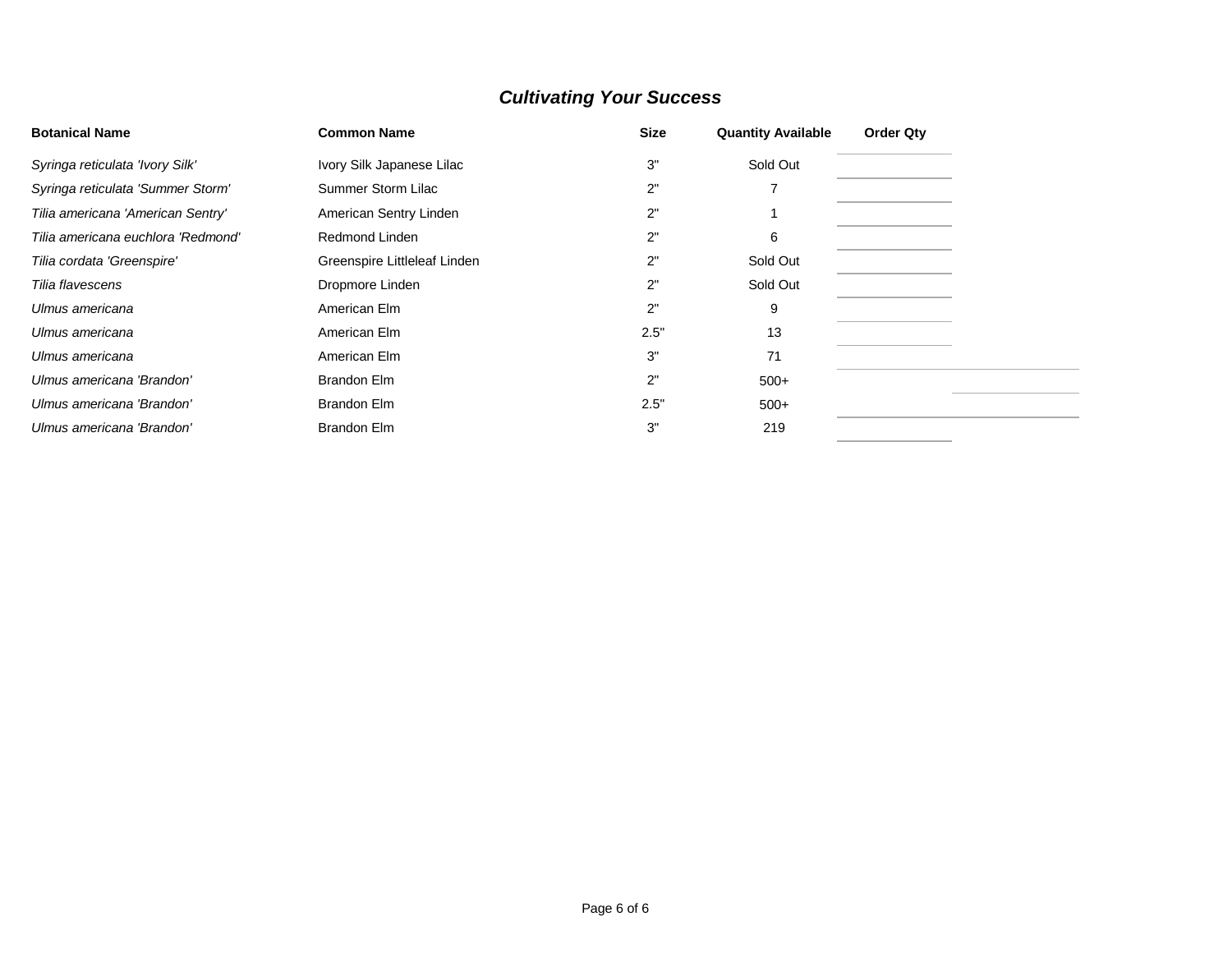## *Cultivating Your Success*

| Botanical Name | Common Name | Size | Quantity Available | Order Qty |
|---|---|---|---|---|
| *Syringa reticulata 'Ivory Silk'* | Ivory Silk Japanese Lilac | 3" | Sold Out | |
| *Syringa reticulata 'Summer Storm'* | Summer Storm Lilac | 2" | 7 | |
| *Tilia americana 'American Sentry'* | American Sentry Linden | 2" | 1 | |
| *Tilia americana euchlora 'Redmond'* | Redmond Linden | 2" | 6 | |
| *Tilia cordata 'Greenspire'* | Greenspire Littleleaf Linden | 2" | Sold Out | |
| *Tilia flavescens* | Dropmore Linden | 2" | Sold Out | |
| *Ulmus americana* | American Elm | 2" | 9 | |
| *Ulmus americana* | American Elm | 2.5" | 13 | |
| *Ulmus americana* | American Elm | 3" | 71 | |
| *Ulmus americana 'Brandon'* | Brandon Elm | 2" | 500+ | |
| *Ulmus americana 'Brandon'* | Brandon Elm | 2.5" | 500+ | |
| *Ulmus americana 'Brandon'* | Brandon Elm | 3" | 219 | |